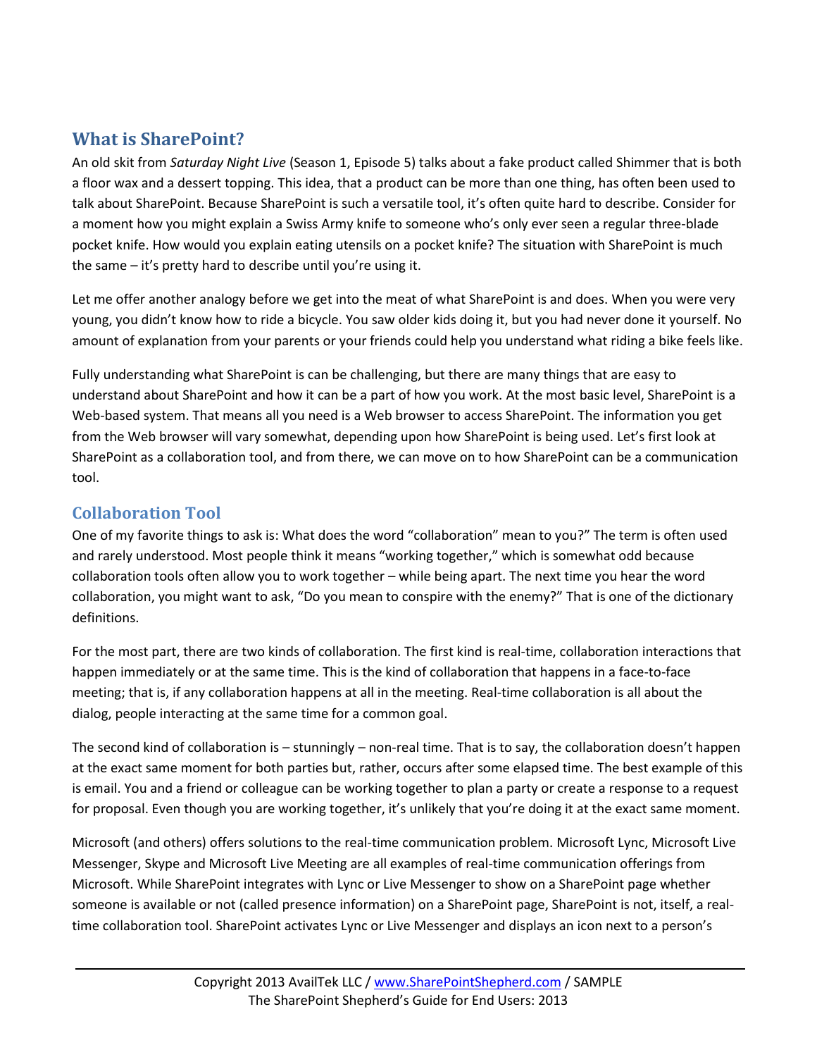## What is SharePoint?

An old skit from *Saturday Night Live* (Season 1, Episode 5) talks about a fake product called Shimmer that is both a floor wax and a dessert topping. This idea, that a product can be more than one thing, has often been used to talk about SharePoint. Because SharePoint is such a versatile tool, it's often quite hard to describe. Consider for a moment how you might explain a Swiss Army knife to someone who's only ever seen a regular three-blade pocket knife. How would you explain eating utensils on a pocket knife? The situation with SharePoint is much the same – it's pretty hard to describe until you're using it.

Let me offer another analogy before we get into the meat of what SharePoint is and does. When you were very young, you didn't know how to ride a bicycle. You saw older kids doing it, but you had never done it yourself. No amount of explanation from your parents or your friends could help you understand what riding a bike feels like.

Fully understanding what SharePoint is can be challenging, but there are many things that are easy to understand about SharePoint and how it can be a part of how you work. At the most basic level, SharePoint is a Web-based system. That means all you need is a Web browser to access SharePoint. The information you get from the Web browser will vary somewhat, depending upon how SharePoint is being used. Let's first look at SharePoint as a collaboration tool, and from there, we can move on to how SharePoint can be a communication tool.

### Collaboration Tool

One of my favorite things to ask is: What does the word "collaboration" mean to you?" The term is often used and rarely understood. Most people think it means "working together," which is somewhat odd because collaboration tools often allow you to work together – while being apart. The next time you hear the word collaboration, you might want to ask, "Do you mean to conspire with the enemy?" That is one of the dictionary definitions.

For the most part, there are two kinds of collaboration. The first kind is real-time, collaboration interactions that happen immediately or at the same time. This is the kind of collaboration that happens in a face-to-face meeting; that is, if any collaboration happens at all in the meeting. Real-time collaboration is all about the dialog, people interacting at the same time for a common goal.

The second kind of collaboration is – stunningly – non-real time. That is to say, the collaboration doesn't happen at the exact same moment for both parties but, rather, occurs after some elapsed time. The best example of this is email. You and a friend or colleague can be working together to plan a party or create a response to a request for proposal. Even though you are working together, it's unlikely that you're doing it at the exact same moment.

Microsoft (and others) offers solutions to the real-time communication problem. Microsoft Lync, Microsoft Live Messenger, Skype and Microsoft Live Meeting are all examples of real-time communication offerings from Microsoft. While SharePoint integrates with Lync or Live Messenger to show on a SharePoint page whether someone is available or not (called presence information) on a SharePoint page, SharePoint is not, itself, a real-time collaboration tool. SharePoint activates Lync or Live Messenger and displays an icon next to a person's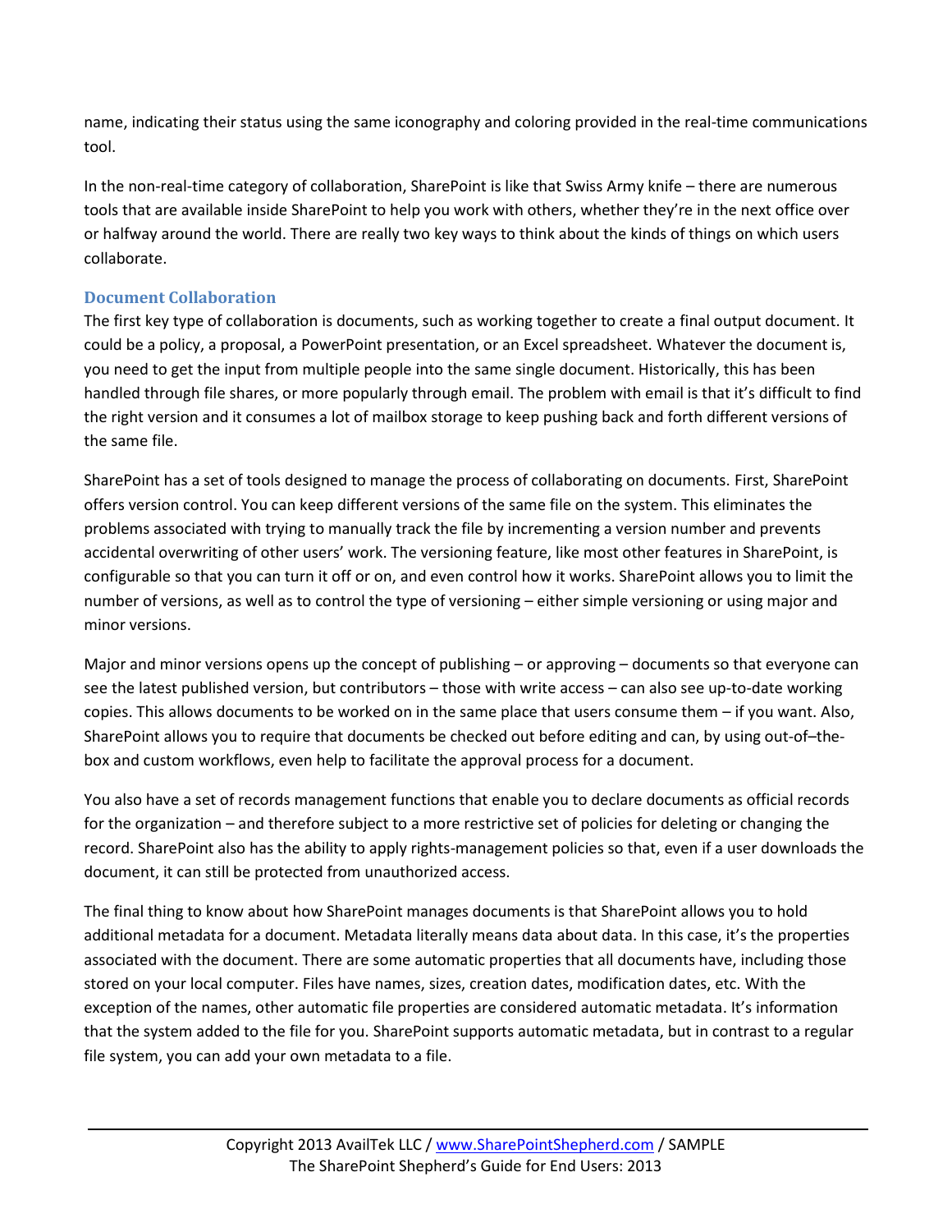name, indicating their status using the same iconography and coloring provided in the real-time communications tool.

In the non-real-time category of collaboration, SharePoint is like that Swiss Army knife – there are numerous tools that are available inside SharePoint to help you work with others, whether they're in the next office over or halfway around the world. There are really two key ways to think about the kinds of things on which users collaborate.

### Document Collaboration

The first key type of collaboration is documents, such as working together to create a final output document. It could be a policy, a proposal, a PowerPoint presentation, or an Excel spreadsheet. Whatever the document is, you need to get the input from multiple people into the same single document. Historically, this has been handled through file shares, or more popularly through email. The problem with email is that it's difficult to find the right version and it consumes a lot of mailbox storage to keep pushing back and forth different versions of the same file.

SharePoint has a set of tools designed to manage the process of collaborating on documents. First, SharePoint offers version control. You can keep different versions of the same file on the system. This eliminates the problems associated with trying to manually track the file by incrementing a version number and prevents accidental overwriting of other users' work. The versioning feature, like most other features in SharePoint, is configurable so that you can turn it off or on, and even control how it works. SharePoint allows you to limit the number of versions, as well as to control the type of versioning – either simple versioning or using major and minor versions.

Major and minor versions opens up the concept of publishing – or approving – documents so that everyone can see the latest published version, but contributors – those with write access – can also see up-to-date working copies. This allows documents to be worked on in the same place that users consume them – if you want. Also, SharePoint allows you to require that documents be checked out before editing and can, by using out-of–the-box and custom workflows, even help to facilitate the approval process for a document.

You also have a set of records management functions that enable you to declare documents as official records for the organization – and therefore subject to a more restrictive set of policies for deleting or changing the record. SharePoint also has the ability to apply rights-management policies so that, even if a user downloads the document, it can still be protected from unauthorized access.

The final thing to know about how SharePoint manages documents is that SharePoint allows you to hold additional metadata for a document. Metadata literally means data about data. In this case, it's the properties associated with the document. There are some automatic properties that all documents have, including those stored on your local computer. Files have names, sizes, creation dates, modification dates, etc. With the exception of the names, other automatic file properties are considered automatic metadata. It's information that the system added to the file for you. SharePoint supports automatic metadata, but in contrast to a regular file system, you can add your own metadata to a file.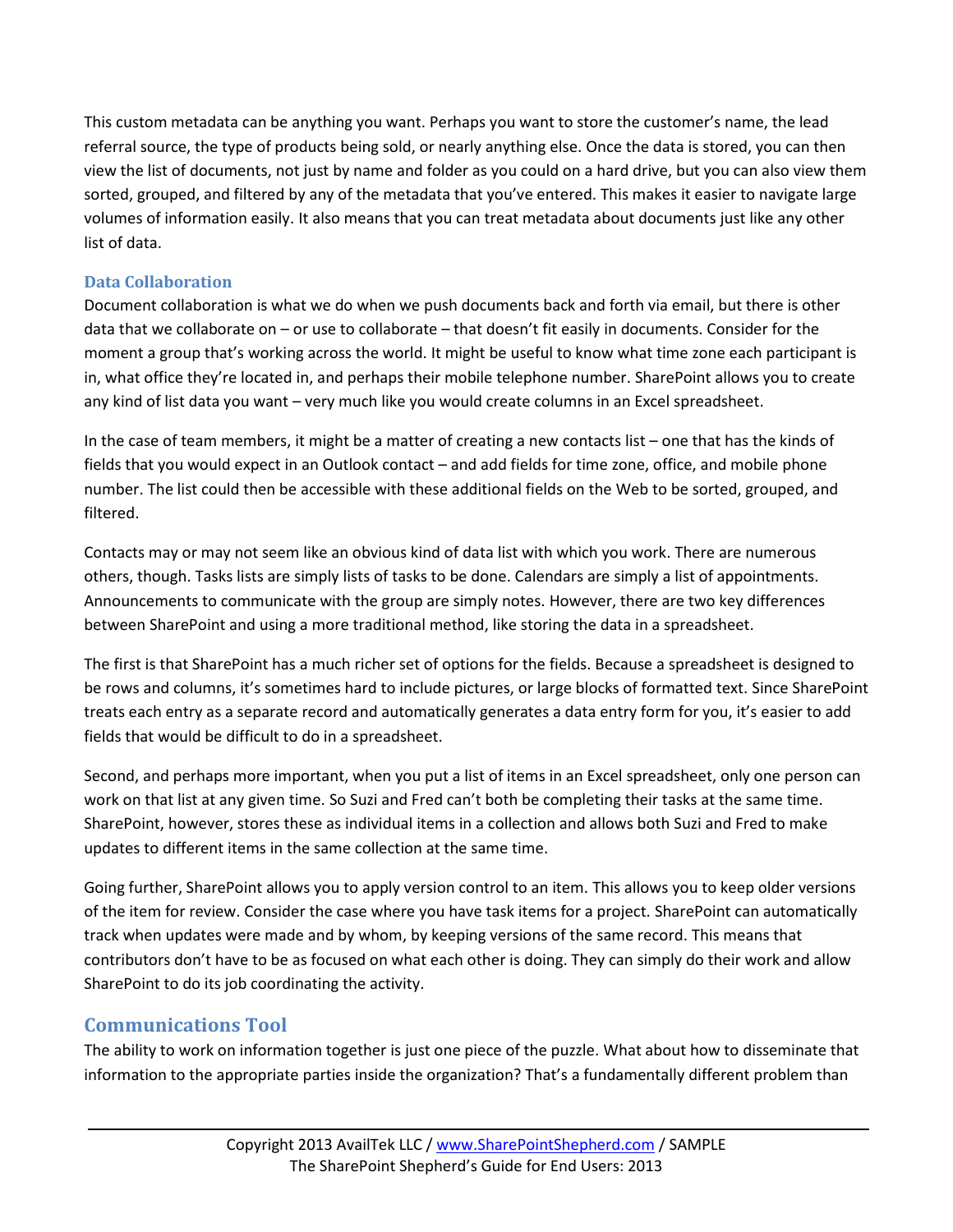This custom metadata can be anything you want. Perhaps you want to store the customer's name, the lead referral source, the type of products being sold, or nearly anything else. Once the data is stored, you can then view the list of documents, not just by name and folder as you could on a hard drive, but you can also view them sorted, grouped, and filtered by any of the metadata that you've entered. This makes it easier to navigate large volumes of information easily. It also means that you can treat metadata about documents just like any other list of data.

### Data Collaboration

Document collaboration is what we do when we push documents back and forth via email, but there is other data that we collaborate on – or use to collaborate – that doesn't fit easily in documents. Consider for the moment a group that's working across the world. It might be useful to know what time zone each participant is in, what office they're located in, and perhaps their mobile telephone number. SharePoint allows you to create any kind of list data you want – very much like you would create columns in an Excel spreadsheet.

In the case of team members, it might be a matter of creating a new contacts list – one that has the kinds of fields that you would expect in an Outlook contact – and add fields for time zone, office, and mobile phone number. The list could then be accessible with these additional fields on the Web to be sorted, grouped, and filtered.

Contacts may or may not seem like an obvious kind of data list with which you work. There are numerous others, though. Tasks lists are simply lists of tasks to be done. Calendars are simply a list of appointments. Announcements to communicate with the group are simply notes. However, there are two key differences between SharePoint and using a more traditional method, like storing the data in a spreadsheet.

The first is that SharePoint has a much richer set of options for the fields. Because a spreadsheet is designed to be rows and columns, it's sometimes hard to include pictures, or large blocks of formatted text. Since SharePoint treats each entry as a separate record and automatically generates a data entry form for you, it's easier to add fields that would be difficult to do in a spreadsheet.

Second, and perhaps more important, when you put a list of items in an Excel spreadsheet, only one person can work on that list at any given time. So Suzi and Fred can't both be completing their tasks at the same time. SharePoint, however, stores these as individual items in a collection and allows both Suzi and Fred to make updates to different items in the same collection at the same time.

Going further, SharePoint allows you to apply version control to an item. This allows you to keep older versions of the item for review. Consider the case where you have task items for a project. SharePoint can automatically track when updates were made and by whom, by keeping versions of the same record. This means that contributors don't have to be as focused on what each other is doing. They can simply do their work and allow SharePoint to do its job coordinating the activity.

## Communications Tool

The ability to work on information together is just one piece of the puzzle. What about how to disseminate that information to the appropriate parties inside the organization? That's a fundamentally different problem than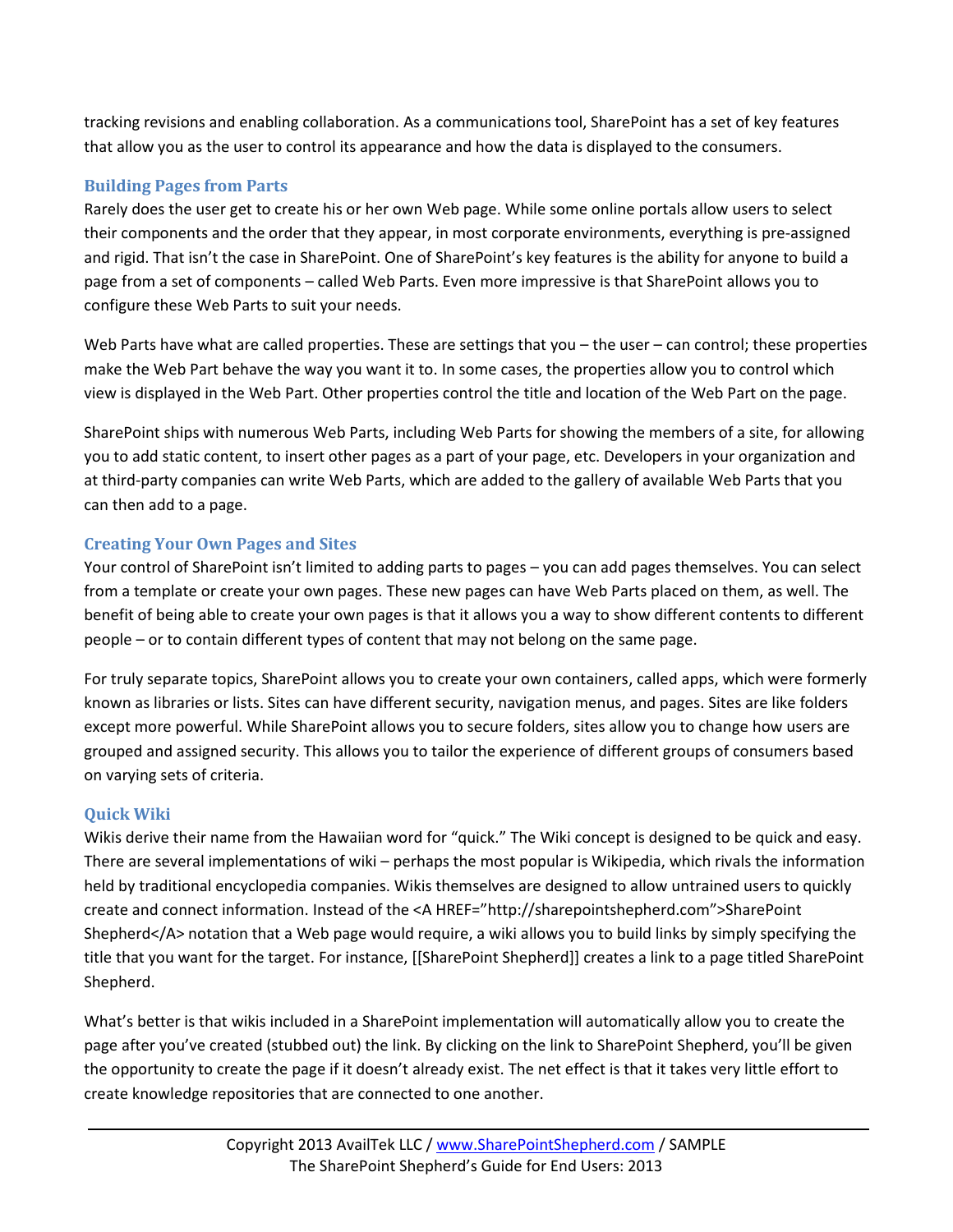tracking revisions and enabling collaboration. As a communications tool, SharePoint has a set of key features that allow you as the user to control its appearance and how the data is displayed to the consumers.

### Building Pages from Parts

Rarely does the user get to create his or her own Web page. While some online portals allow users to select their components and the order that they appear, in most corporate environments, everything is pre-assigned and rigid. That isn't the case in SharePoint. One of SharePoint's key features is the ability for anyone to build a page from a set of components – called Web Parts. Even more impressive is that SharePoint allows you to configure these Web Parts to suit your needs.

Web Parts have what are called properties. These are settings that you – the user – can control; these properties make the Web Part behave the way you want it to. In some cases, the properties allow you to control which view is displayed in the Web Part. Other properties control the title and location of the Web Part on the page.

SharePoint ships with numerous Web Parts, including Web Parts for showing the members of a site, for allowing you to add static content, to insert other pages as a part of your page, etc. Developers in your organization and at third-party companies can write Web Parts, which are added to the gallery of available Web Parts that you can then add to a page.

### Creating Your Own Pages and Sites

Your control of SharePoint isn't limited to adding parts to pages – you can add pages themselves. You can select from a template or create your own pages. These new pages can have Web Parts placed on them, as well. The benefit of being able to create your own pages is that it allows you a way to show different contents to different people – or to contain different types of content that may not belong on the same page.

For truly separate topics, SharePoint allows you to create your own containers, called apps, which were formerly known as libraries or lists. Sites can have different security, navigation menus, and pages. Sites are like folders except more powerful. While SharePoint allows you to secure folders, sites allow you to change how users are grouped and assigned security. This allows you to tailor the experience of different groups of consumers based on varying sets of criteria.

### Quick Wiki

Wikis derive their name from the Hawaiian word for "quick." The Wiki concept is designed to be quick and easy. There are several implementations of wiki – perhaps the most popular is Wikipedia, which rivals the information held by traditional encyclopedia companies. Wikis themselves are designed to allow untrained users to quickly create and connect information. Instead of the <A HREF="http://sharepointshepherd.com">SharePoint Shepherd</A> notation that a Web page would require, a wiki allows you to build links by simply specifying the title that you want for the target. For instance, [[SharePoint Shepherd]] creates a link to a page titled SharePoint Shepherd.

What's better is that wikis included in a SharePoint implementation will automatically allow you to create the page after you've created (stubbed out) the link. By clicking on the link to SharePoint Shepherd, you'll be given the opportunity to create the page if it doesn't already exist. The net effect is that it takes very little effort to create knowledge repositories that are connected to one another.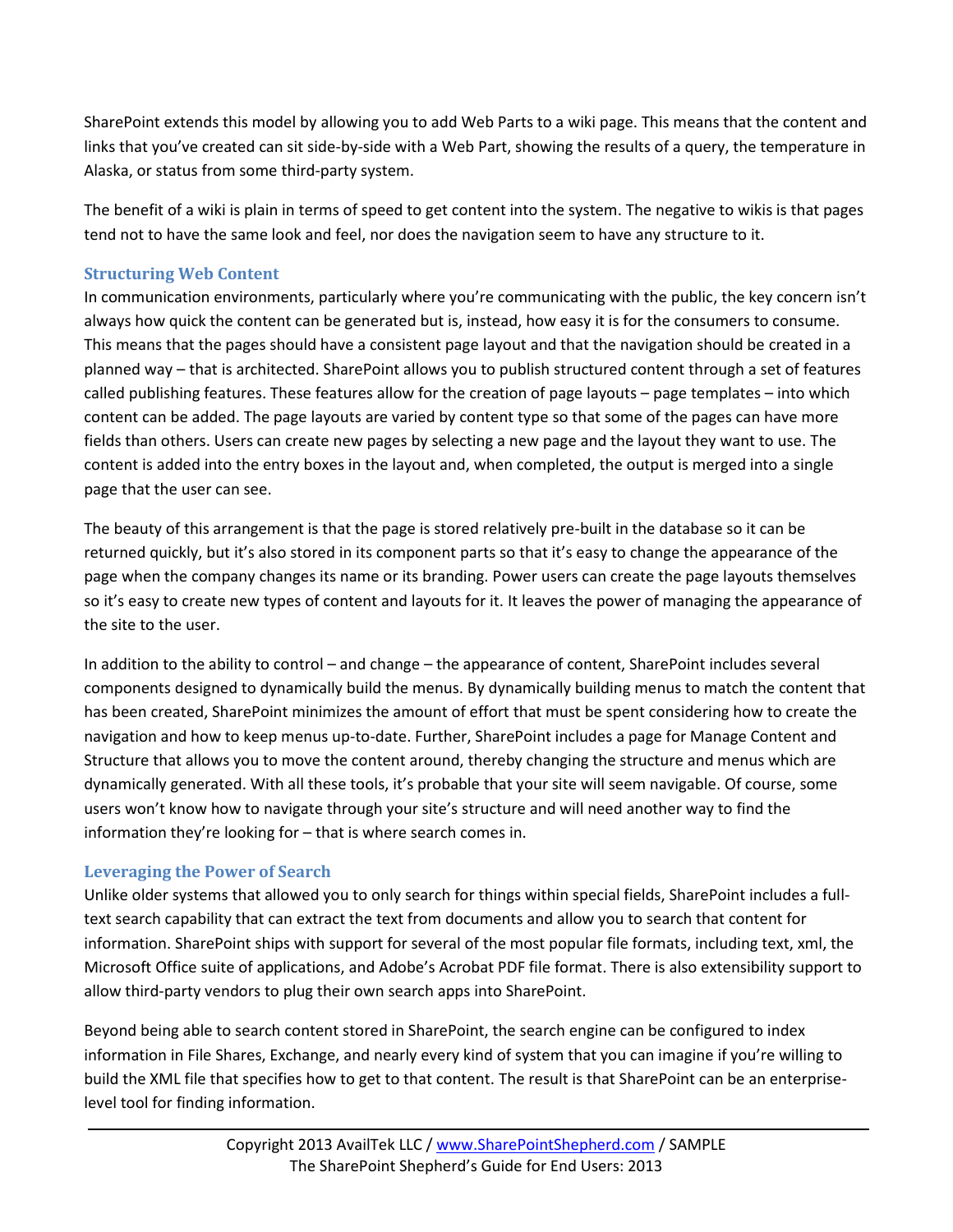SharePoint extends this model by allowing you to add Web Parts to a wiki page. This means that the content and links that you've created can sit side-by-side with a Web Part, showing the results of a query, the temperature in Alaska, or status from some third-party system.

The benefit of a wiki is plain in terms of speed to get content into the system. The negative to wikis is that pages tend not to have the same look and feel, nor does the navigation seem to have any structure to it.

### Structuring Web Content

In communication environments, particularly where you're communicating with the public, the key concern isn't always how quick the content can be generated but is, instead, how easy it is for the consumers to consume. This means that the pages should have a consistent page layout and that the navigation should be created in a planned way – that is architected. SharePoint allows you to publish structured content through a set of features called publishing features. These features allow for the creation of page layouts – page templates – into which content can be added. The page layouts are varied by content type so that some of the pages can have more fields than others. Users can create new pages by selecting a new page and the layout they want to use. The content is added into the entry boxes in the layout and, when completed, the output is merged into a single page that the user can see.

The beauty of this arrangement is that the page is stored relatively pre-built in the database so it can be returned quickly, but it's also stored in its component parts so that it's easy to change the appearance of the page when the company changes its name or its branding. Power users can create the page layouts themselves so it's easy to create new types of content and layouts for it. It leaves the power of managing the appearance of the site to the user.

In addition to the ability to control – and change – the appearance of content, SharePoint includes several components designed to dynamically build the menus. By dynamically building menus to match the content that has been created, SharePoint minimizes the amount of effort that must be spent considering how to create the navigation and how to keep menus up-to-date. Further, SharePoint includes a page for Manage Content and Structure that allows you to move the content around, thereby changing the structure and menus which are dynamically generated. With all these tools, it's probable that your site will seem navigable. Of course, some users won't know how to navigate through your site's structure and will need another way to find the information they're looking for – that is where search comes in.

### Leveraging the Power of Search

Unlike older systems that allowed you to only search for things within special fields, SharePoint includes a full-text search capability that can extract the text from documents and allow you to search that content for information. SharePoint ships with support for several of the most popular file formats, including text, xml, the Microsoft Office suite of applications, and Adobe's Acrobat PDF file format. There is also extensibility support to allow third-party vendors to plug their own search apps into SharePoint.

Beyond being able to search content stored in SharePoint, the search engine can be configured to index information in File Shares, Exchange, and nearly every kind of system that you can imagine if you're willing to build the XML file that specifies how to get to that content. The result is that SharePoint can be an enterprise-level tool for finding information.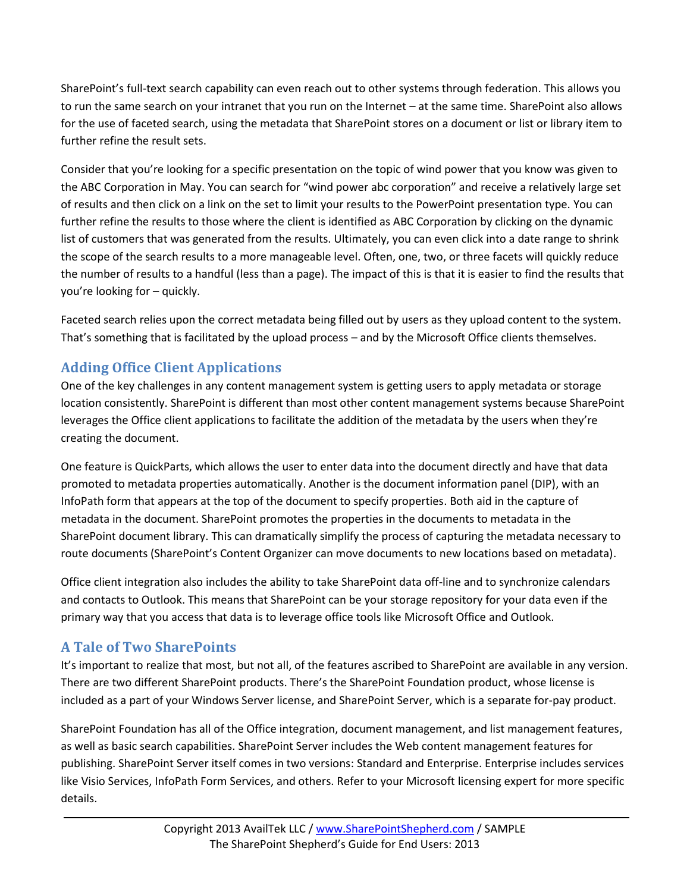SharePoint's full-text search capability can even reach out to other systems through federation. This allows you to run the same search on your intranet that you run on the Internet – at the same time. SharePoint also allows for the use of faceted search, using the metadata that SharePoint stores on a document or list or library item to further refine the result sets.

Consider that you're looking for a specific presentation on the topic of wind power that you know was given to the ABC Corporation in May. You can search for "wind power abc corporation" and receive a relatively large set of results and then click on a link on the set to limit your results to the PowerPoint presentation type. You can further refine the results to those where the client is identified as ABC Corporation by clicking on the dynamic list of customers that was generated from the results. Ultimately, you can even click into a date range to shrink the scope of the search results to a more manageable level. Often, one, two, or three facets will quickly reduce the number of results to a handful (less than a page). The impact of this is that it is easier to find the results that you're looking for – quickly.

Faceted search relies upon the correct metadata being filled out by users as they upload content to the system. That's something that is facilitated by the upload process – and by the Microsoft Office clients themselves.

## Adding Office Client Applications

One of the key challenges in any content management system is getting users to apply metadata or storage location consistently. SharePoint is different than most other content management systems because SharePoint leverages the Office client applications to facilitate the addition of the metadata by the users when they're creating the document.

One feature is QuickParts, which allows the user to enter data into the document directly and have that data promoted to metadata properties automatically. Another is the document information panel (DIP), with an InfoPath form that appears at the top of the document to specify properties. Both aid in the capture of metadata in the document. SharePoint promotes the properties in the documents to metadata in the SharePoint document library. This can dramatically simplify the process of capturing the metadata necessary to route documents (SharePoint's Content Organizer can move documents to new locations based on metadata).

Office client integration also includes the ability to take SharePoint data off-line and to synchronize calendars and contacts to Outlook. This means that SharePoint can be your storage repository for your data even if the primary way that you access that data is to leverage office tools like Microsoft Office and Outlook.

## A Tale of Two SharePoints

It's important to realize that most, but not all, of the features ascribed to SharePoint are available in any version. There are two different SharePoint products. There's the SharePoint Foundation product, whose license is included as a part of your Windows Server license, and SharePoint Server, which is a separate for-pay product.

SharePoint Foundation has all of the Office integration, document management, and list management features, as well as basic search capabilities. SharePoint Server includes the Web content management features for publishing. SharePoint Server itself comes in two versions: Standard and Enterprise. Enterprise includes services like Visio Services, InfoPath Form Services, and others. Refer to your Microsoft licensing expert for more specific details.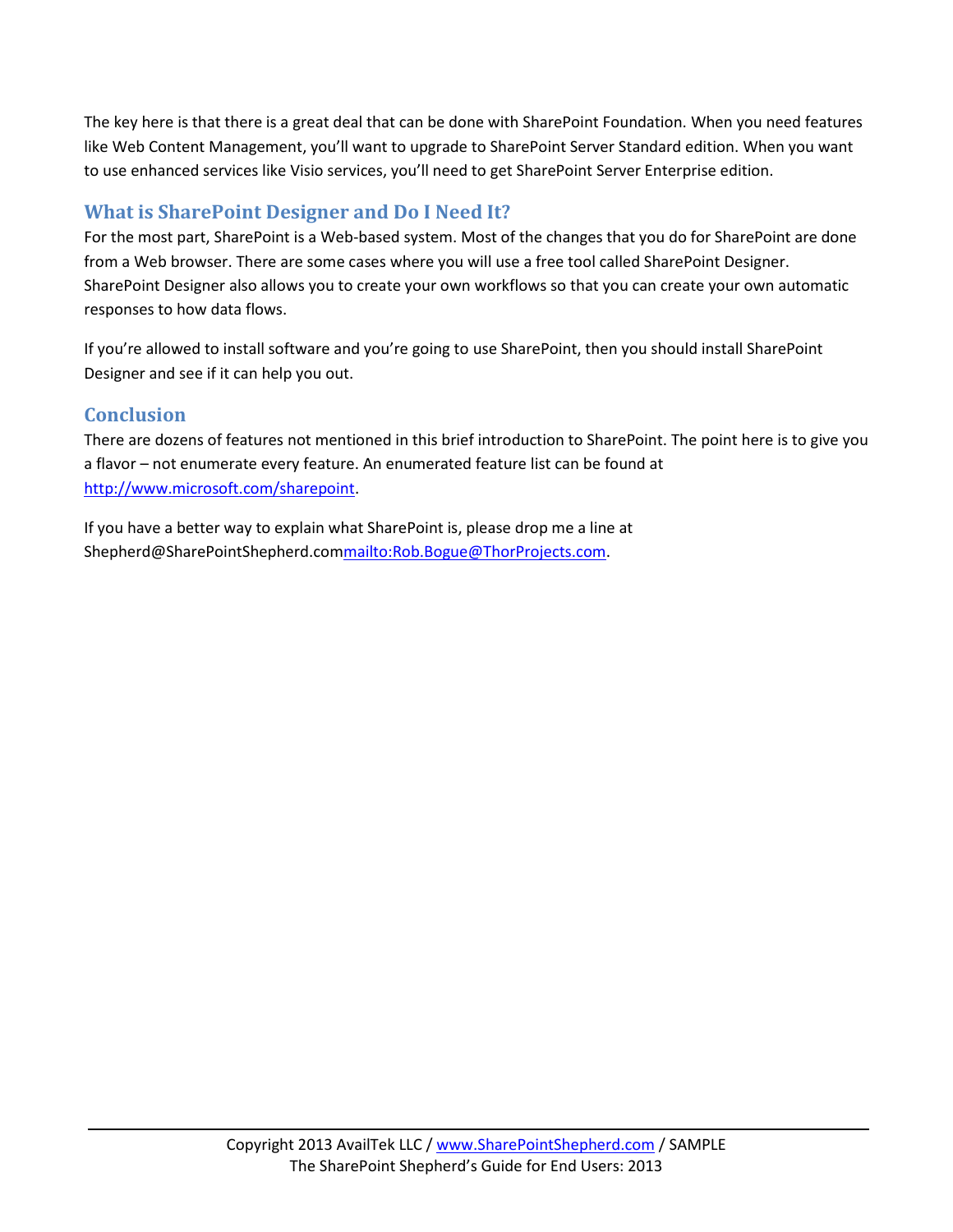The key here is that there is a great deal that can be done with SharePoint Foundation. When you need features like Web Content Management, you'll want to upgrade to SharePoint Server Standard edition. When you want to use enhanced services like Visio services, you'll need to get SharePoint Server Enterprise edition.

## What is SharePoint Designer and Do I Need It?

For the most part, SharePoint is a Web-based system. Most of the changes that you do for SharePoint are done from a Web browser. There are some cases where you will use a free tool called SharePoint Designer. SharePoint Designer also allows you to create your own workflows so that you can create your own automatic responses to how data flows.

If you're allowed to install software and you're going to use SharePoint, then you should install SharePoint Designer and see if it can help you out.

## Conclusion

There are dozens of features not mentioned in this brief introduction to SharePoint. The point here is to give you a flavor – not enumerate every feature. An enumerated feature list can be found at http://www.microsoft.com/sharepoint.

If you have a better way to explain what SharePoint is, please drop me a line at Shepherd@SharePointShepherd.commailto:Rob.Bogue@ThorProjects.com.